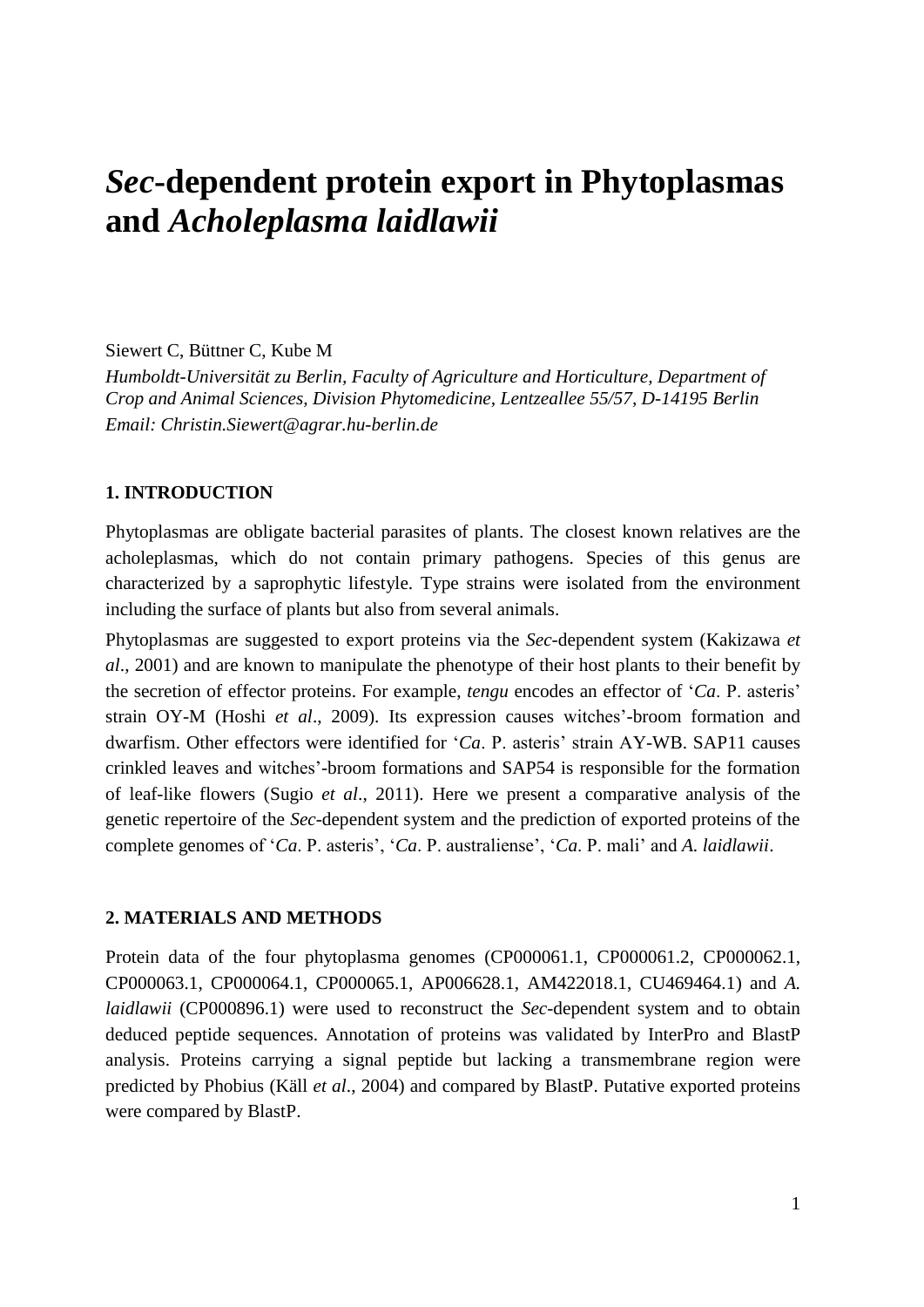# *Sec*-dependent protein export in Phytoplasmas and *Acholeplasma laidlawii*

Siewert C, Büttner C, Kube M

*Humboldt-Universität zu Berlin, Faculty of Agriculture and Horticulture, Department of Crop and Animal Sciences, Division Phytomedicine, Lentzeallee 55/57, D-14195 Berlin*

*Email: Christin.Siewert@agrar.hu-berlin.de*

## 1. INTRODUCTION

Phytoplasmas are obligate bacterial parasites of plants. The closest known relatives are the acholeplasmas, which do not contain primary pathogens. Species of this genus are characterized by a saprophytic lifestyle. Type strains were isolated from the environment including the surface of plants but also from several animals.

Phytoplasmas are suggested to export proteins via the *Sec*-dependent system (Kakizawa *et al*., 2001) and are known to manipulate the phenotype of their host plants to their benefit by the secretion of effector proteins. For example, *tengu* encodes an effector of '*Ca*. P. asteris' strain OY-M (Hoshi *et al*., 2009). Its expression causes witches'-broom formation and dwarfism. Other effectors were identified for '*Ca*. P. asteris' strain AY-WB. SAP11 causes crinkled leaves and witches'-broom formations and SAP54 is responsible for the formation of leaf-like flowers (Sugio *et al*., 2011). Here we present a comparative analysis of the genetic repertoire of the *Sec*-dependent system and the prediction of exported proteins of the complete genomes of '*Ca*. P. asteris', '*Ca*. P. australiense', '*Ca*. P. mali' and *A. laidlawii*.

## 2. MATERIALS AND METHODS

Protein data of the four phytoplasma genomes (CP000061.1, CP000061.2, CP000062.1, CP000063.1, CP000064.1, CP000065.1, AP006628.1, AM422018.1, CU469464.1) and *A. laidlawii* (CP000896.1) were used to reconstruct the *Sec*-dependent system and to obtain deduced peptide sequences. Annotation of proteins was validated by InterPro and BlastP analysis. Proteins carrying a signal peptide but lacking a transmembrane region were predicted by Phobius (Käll *et al*., 2004) and compared by BlastP. Putative exported proteins were compared by BlastP.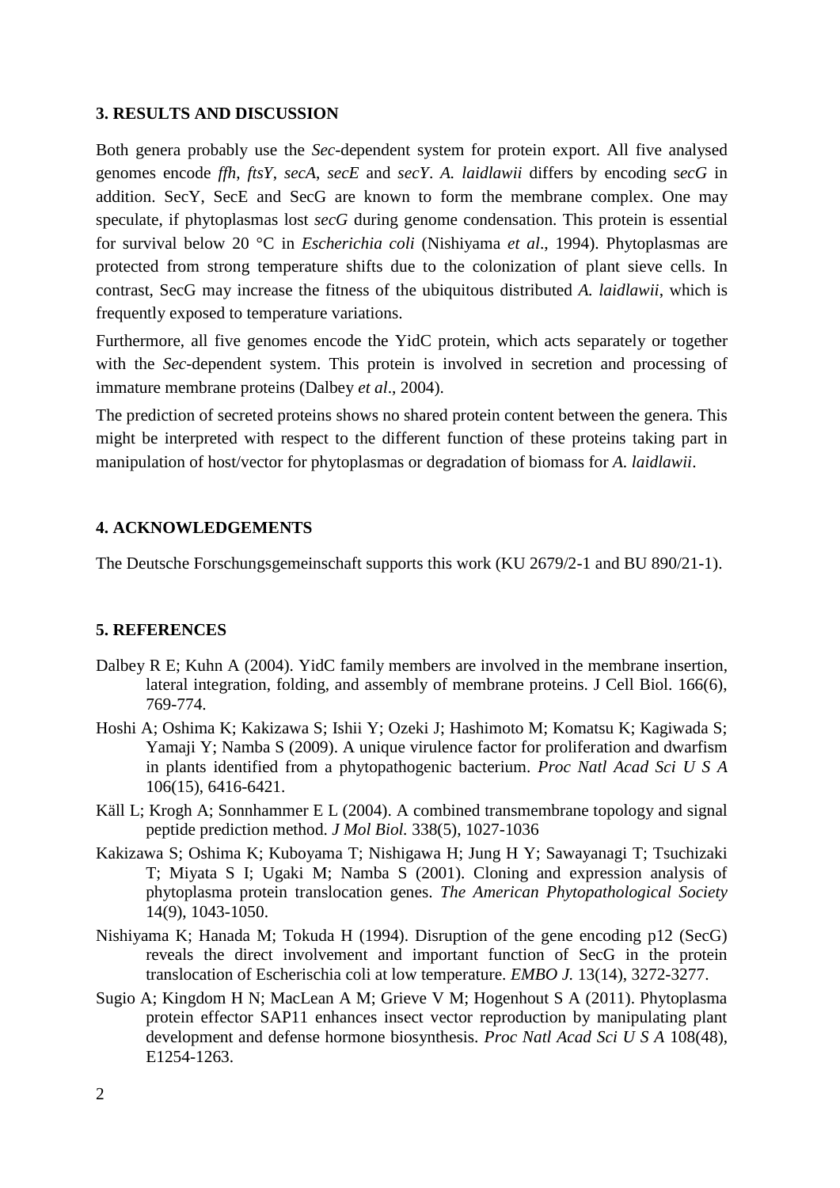## 3. RESULTS AND DISCUSSION

Both genera probably use the *Sec*-dependent system for protein export. All five analysed genomes encode *ffh*, *ftsY*, *secA*, *secE* and *secY*. *A. laidlawii* differs by encoding s*ecG* in addition. SecY, SecE and SecG are known to form the membrane complex. One may speculate, if phytoplasmas lost *secG* during genome condensation. This protein is essential for survival below 20 °C in *Escherichia coli* (Nishiyama *et al*., 1994). Phytoplasmas are protected from strong temperature shifts due to the colonization of plant sieve cells. In contrast, SecG may increase the fitness of the ubiquitous distributed *A. laidlawii*, which is frequently exposed to temperature variations.

Furthermore, all five genomes encode the YidC protein, which acts separately or together with the *Sec*-dependent system. This protein is involved in secretion and processing of immature membrane proteins (Dalbey *et al*., 2004).

The prediction of secreted proteins shows no shared protein content between the genera. This might be interpreted with respect to the different function of these proteins taking part in manipulation of host/vector for phytoplasmas or degradation of biomass for *A. laidlawii*.

## 4. ACKNOWLEDGEMENTS

The Deutsche Forschungsgemeinschaft supports this work (KU 2679/2-1 and BU 890/21-1).

## 5. REFERENCES

Dalbey R E; Kuhn A (2004). YidC family members are involved in the membrane insertion, lateral integration, folding, and assembly of membrane proteins. J Cell Biol. 166(6), 769-774.

Hoshi A; Oshima K; Kakizawa S; Ishii Y; Ozeki J; Hashimoto M; Komatsu K; Kagiwada S; Yamaji Y; Namba S (2009). A unique virulence factor for proliferation and dwarfism in plants identified from a phytopathogenic bacterium. *Proc Natl Acad Sci U S A* 106(15), 6416-6421.

Käll L; Krogh A; Sonnhammer E L (2004). A combined transmembrane topology and signal peptide prediction method. *J Mol Biol.* 338(5), 1027-1036

Kakizawa S; Oshima K; Kuboyama T; Nishigawa H; Jung H Y; Sawayanagi T; Tsuchizaki T; Miyata S I; Ugaki M; Namba S (2001). Cloning and expression analysis of phytoplasma protein translocation genes. *The American Phytopathological Society* 14(9), 1043-1050.

Nishiyama K; Hanada M; Tokuda H (1994). Disruption of the gene encoding p12 (SecG) reveals the direct involvement and important function of SecG in the protein translocation of Escherischia coli at low temperature. *EMBO J.* 13(14), 3272-3277.

Sugio A; Kingdom H N; MacLean A M; Grieve V M; Hogenhout S A (2011). Phytoplasma protein effector SAP11 enhances insect vector reproduction by manipulating plant development and defense hormone biosynthesis. *Proc Natl Acad Sci U S A* 108(48), E1254-1263.